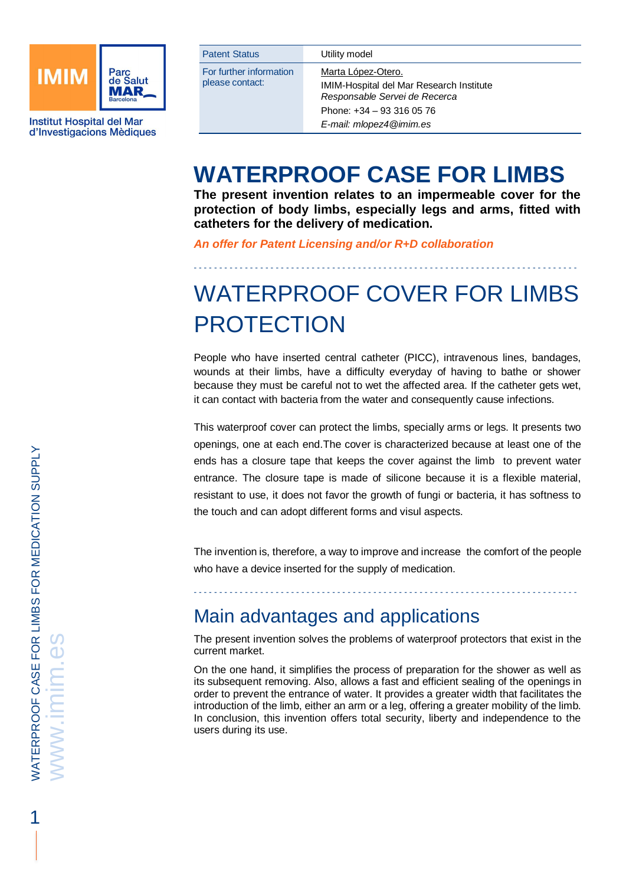Institut Hospital del Mar d'Investigacions Mèdiques

| Patent Status | Utility model |
| --- | --- |
| For further information please contact: | Marta López-Otero.<br>IMIM-Hospital del Mar Research Institute<br>*Responsable Servei de Recerca*<br>Phone: +34 – 93 316 05 76<br>*E-mail: mlopez4@imim.es* |

# WATERPROOF CASE FOR LIMBS

**The present invention relates to an impermeable cover for the protection of body limbs, especially legs and arms, fitted with catheters for the delivery of medication.**

***An offer for Patent Licensing and/or R+D collaboration***

# WATERPROOF COVER FOR LIMBS PROTECTION

People who have inserted central catheter (PICC), intravenous lines, bandages, wounds at their limbs, have a difficulty everyday of having to bathe or shower because they must be careful not to wet the affected area. If the catheter gets wet, it can contact with bacteria from the water and consequently cause infections.

This waterproof cover can protect the limbs, specially arms or legs. It presents two openings, one at each end.The cover is characterized because at least one of the ends has a closure tape that keeps the cover against the limb to prevent water entrance. The closure tape is made of silicone because it is a flexible material, resistant to use, it does not favor the growth of fungi or bacteria, it has softness to the touch and can adopt different forms and visul aspects.

The invention is, therefore, a way to improve and increase the comfort of the people who have a device inserted for the supply of medication.

## Main advantages and applications

The present invention solves the problems of waterproof protectors that exist in the current market.

On the one hand, it simplifies the process of preparation for the shower as well as its subsequent removing. Also, allows a fast and efficient sealing of the openings in order to prevent the entrance of water. It provides a greater width that facilitates the introduction of the limb, either an arm or a leg, offering a greater mobility of the limb. In conclusion, this invention offers total security, liberty and independence to the users during its use.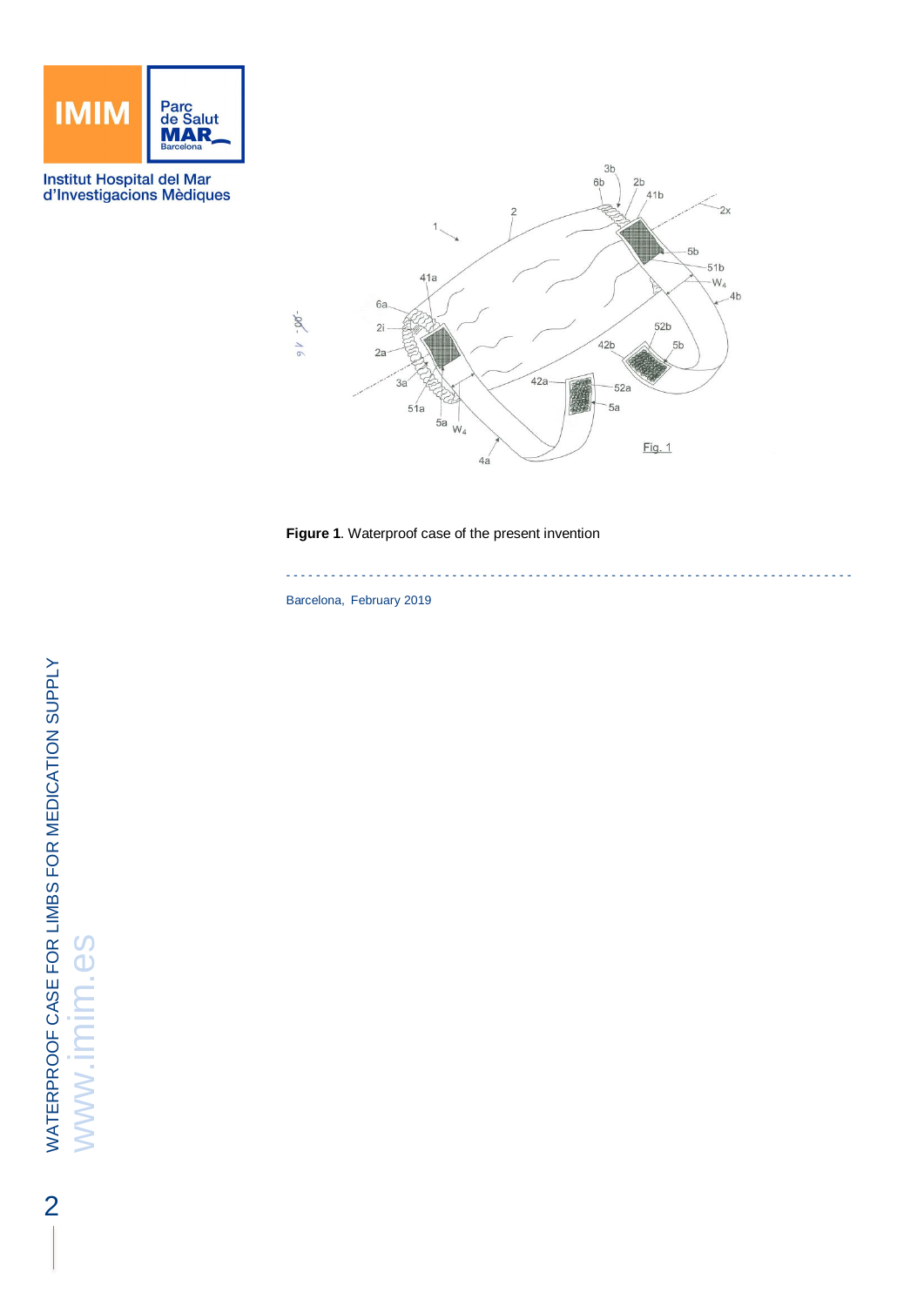Figure 1 labels (plain lines as printed):

3b
6b
2b
41b
2
2x
1
5b
51b
$W_4$
4b
41a
6a
2i
2a
3a
51a
5a
$W_4$
4a
52b
42b
5b
42a
52a
5a
Fig. 1

**Figure 1**. Waterproof case of the present invention

Barcelona, February 2019